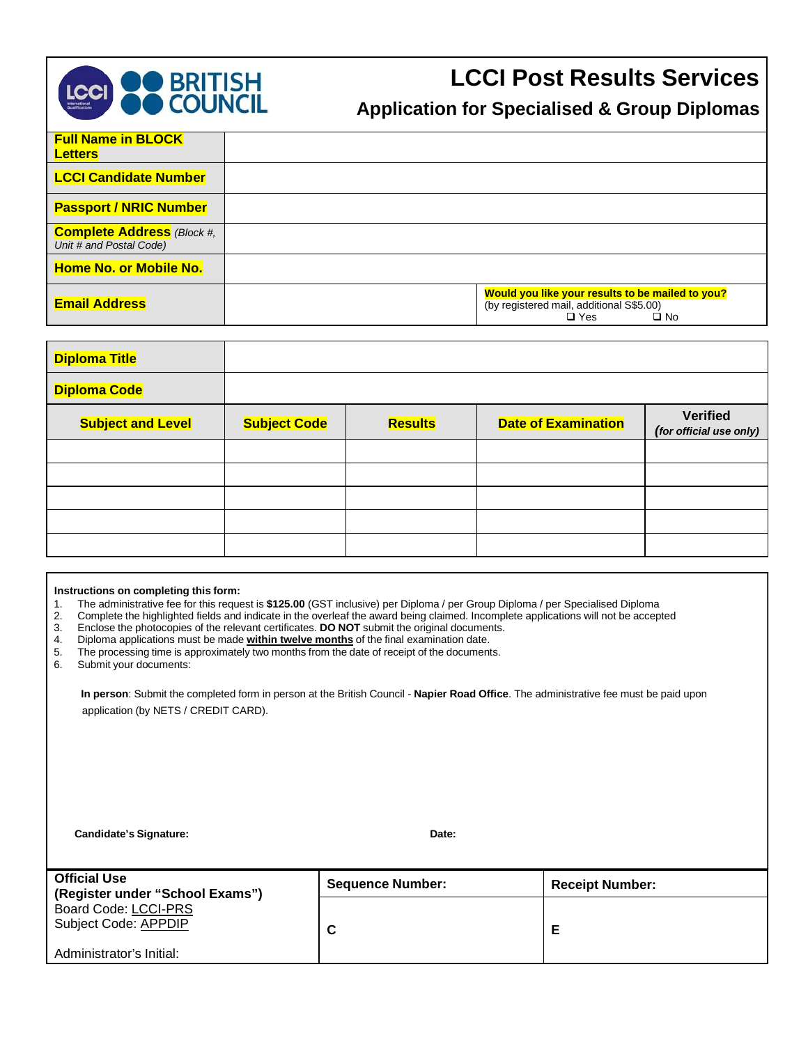# LCCI Post Results Services

## Application for Specialised & Group Diplomas

| **Full Name in BLOCK Letters** | | |
|---|---|---|
| **LCCI Candidate Number** | | |
| **Passport / NRIC Number** | | |
| **Complete Address** *(Block #, Unit # and Postal Code)* | | |
| **Home No. or Mobile No.** | | |
| **Email Address** | | **Would you like your results to be mailed to you?** (by registered mail, additional S$5.00) ❑ Yes ❑ No |

| **Diploma Title** | | | | |
|---|---|---|---|---|
| **Diploma Code** | | | | |
| **Subject and Level** | **Subject Code** | **Results** | **Date of Examination** | **Verified** *(for official use only)* |
| | | | | |
| | | | | |
| | | | | |
| | | | | |
| | | | | |

**Instructions on completing this form:**

1. The administrative fee for this request is **$125.00** (GST inclusive) per Diploma / per Group Diploma / per Specialised Diploma
2. Complete the highlighted fields and indicate in the overleaf the award being claimed. Incomplete applications will not be accepted
3. Enclose the photocopies of the relevant certificates. **DO NOT** submit the original documents.
4. Diploma applications must be made **within twelve months** of the final examination date.
5. The processing time is approximately two months from the date of receipt of the documents.
6. Submit your documents:

**In person**: Submit the completed form in person at the British Council - **Napier Road Office**. The administrative fee must be paid upon application (by NETS / CREDIT CARD).

**Candidate's Signature:** **Date:**

| **Official Use** **(Register under "School Exams")** | **Sequence Number:** | **Receipt Number:** |
|---|---|---|
| Board Code: LCCI-PRS<br>Subject Code: APPDIP<br><br>Administrator's Initial: | **C** | **E** |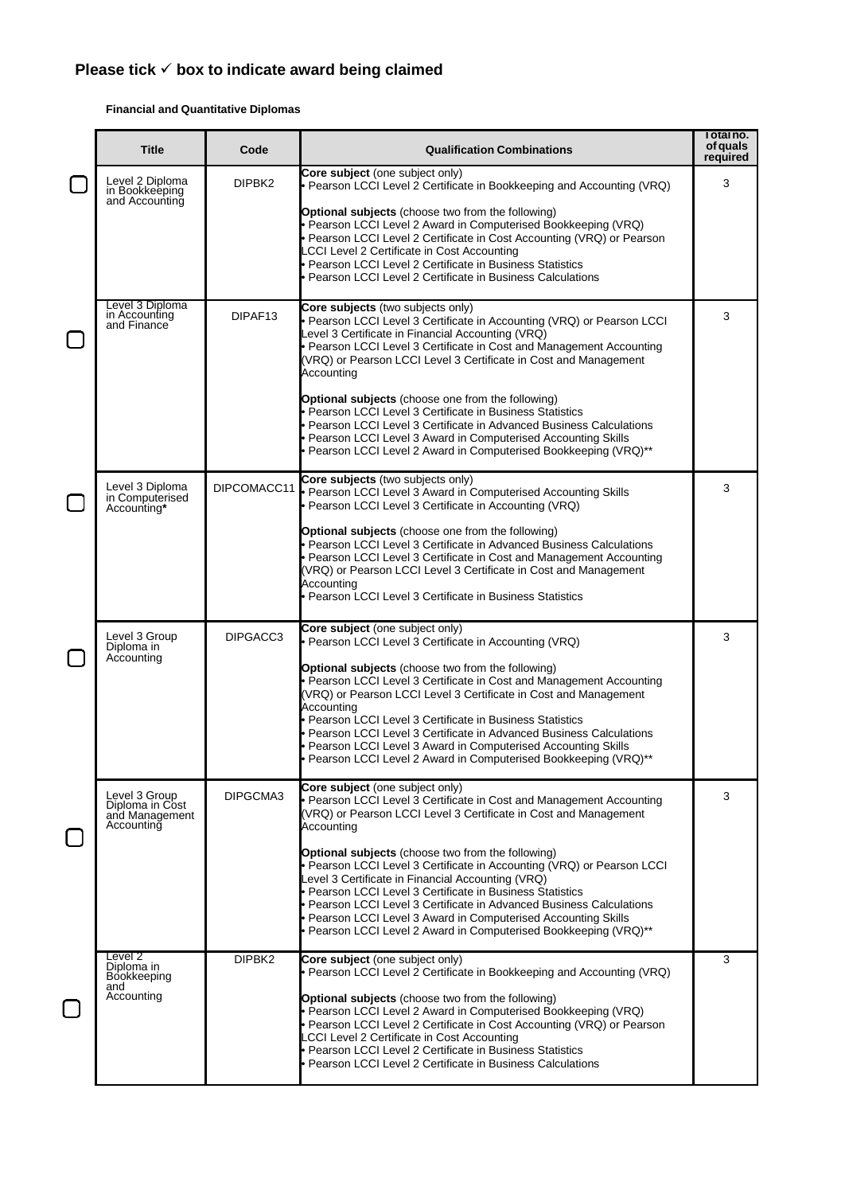## Please tick ✓ box to indicate award being claimed

**Financial and Quantitative Diplomas**

| | Title | Code | Qualification Combinations | Total no. of quals required |
|---|---|---|---|---|
| ☐ | Level 2 Diploma in Bookkeeping and Accounting | DIPBK2 | **Core subject** (one subject only)<br>• Pearson LCCI Level 2 Certificate in Bookkeeping and Accounting (VRQ)<br><br>**Optional subjects** (choose two from the following)<br>• Pearson LCCI Level 2 Award in Computerised Bookkeeping (VRQ)<br>• Pearson LCCI Level 2 Certificate in Cost Accounting (VRQ) or Pearson LCCI Level 2 Certificate in Cost Accounting<br>• Pearson LCCI Level 2 Certificate in Business Statistics<br>• Pearson LCCI Level 2 Certificate in Business Calculations | 3 |
| ☐ | Level 3 Diploma in Accounting and Finance | DIPAF13 | **Core subjects** (two subjects only)<br>• Pearson LCCI Level 3 Certificate in Accounting (VRQ) or Pearson LCCI Level 3 Certificate in Financial Accounting (VRQ)<br>• Pearson LCCI Level 3 Certificate in Cost and Management Accounting (VRQ) or Pearson LCCI Level 3 Certificate in Cost and Management Accounting<br><br>**Optional subjects** (choose one from the following)<br>• Pearson LCCI Level 3 Certificate in Business Statistics<br>• Pearson LCCI Level 3 Certificate in Advanced Business Calculations<br>• Pearson LCCI Level 3 Award in Computerised Accounting Skills<br>• Pearson LCCI Level 2 Award in Computerised Bookkeeping (VRQ)** | 3 |
| ☐ | Level 3 Diploma in Computerised Accounting* | DIPCOMACC11 | **Core subjects** (two subjects only)<br>• Pearson LCCI Level 3 Award in Computerised Accounting Skills<br>• Pearson LCCI Level 3 Certificate in Accounting (VRQ)<br><br>**Optional subjects** (choose one from the following)<br>• Pearson LCCI Level 3 Certificate in Advanced Business Calculations<br>• Pearson LCCI Level 3 Certificate in Cost and Management Accounting (VRQ) or Pearson LCCI Level 3 Certificate in Cost and Management Accounting<br>• Pearson LCCI Level 3 Certificate in Business Statistics | 3 |
| ☐ | Level 3 Group Diploma in Accounting | DIPGACC3 | **Core subject** (one subject only)<br>• Pearson LCCI Level 3 Certificate in Accounting (VRQ)<br><br>**Optional subjects** (choose two from the following)<br>• Pearson LCCI Level 3 Certificate in Cost and Management Accounting (VRQ) or Pearson LCCI Level 3 Certificate in Cost and Management Accounting<br>• Pearson LCCI Level 3 Certificate in Business Statistics<br>• Pearson LCCI Level 3 Certificate in Advanced Business Calculations<br>• Pearson LCCI Level 3 Award in Computerised Accounting Skills<br>• Pearson LCCI Level 2 Award in Computerised Bookkeeping (VRQ)** | 3 |
| ☐ | Level 3 Group Diploma in Cost and Management Accounting | DIPGCMA3 | **Core subject** (one subject only)<br>• Pearson LCCI Level 3 Certificate in Cost and Management Accounting (VRQ) or Pearson LCCI Level 3 Certificate in Cost and Management Accounting<br><br>**Optional subjects** (choose two from the following)<br>• Pearson LCCI Level 3 Certificate in Accounting (VRQ) or Pearson LCCI Level 3 Certificate in Financial Accounting (VRQ)<br>• Pearson LCCI Level 3 Certificate in Business Statistics<br>• Pearson LCCI Level 3 Certificate in Advanced Business Calculations<br>• Pearson LCCI Level 3 Award in Computerised Accounting Skills<br>• Pearson LCCI Level 2 Award in Computerised Bookkeeping (VRQ)** | 3 |
| ☐ | Level 2 Diploma in Bookkeeping and Accounting | DIPBK2 | **Core subject** (one subject only)<br>• Pearson LCCI Level 2 Certificate in Bookkeeping and Accounting (VRQ)<br><br>**Optional subjects** (choose two from the following)<br>• Pearson LCCI Level 2 Award in Computerised Bookkeeping (VRQ)<br>• Pearson LCCI Level 2 Certificate in Cost Accounting (VRQ) or Pearson LCCI Level 2 Certificate in Cost Accounting<br>• Pearson LCCI Level 2 Certificate in Business Statistics<br>• Pearson LCCI Level 2 Certificate in Business Calculations | 3 |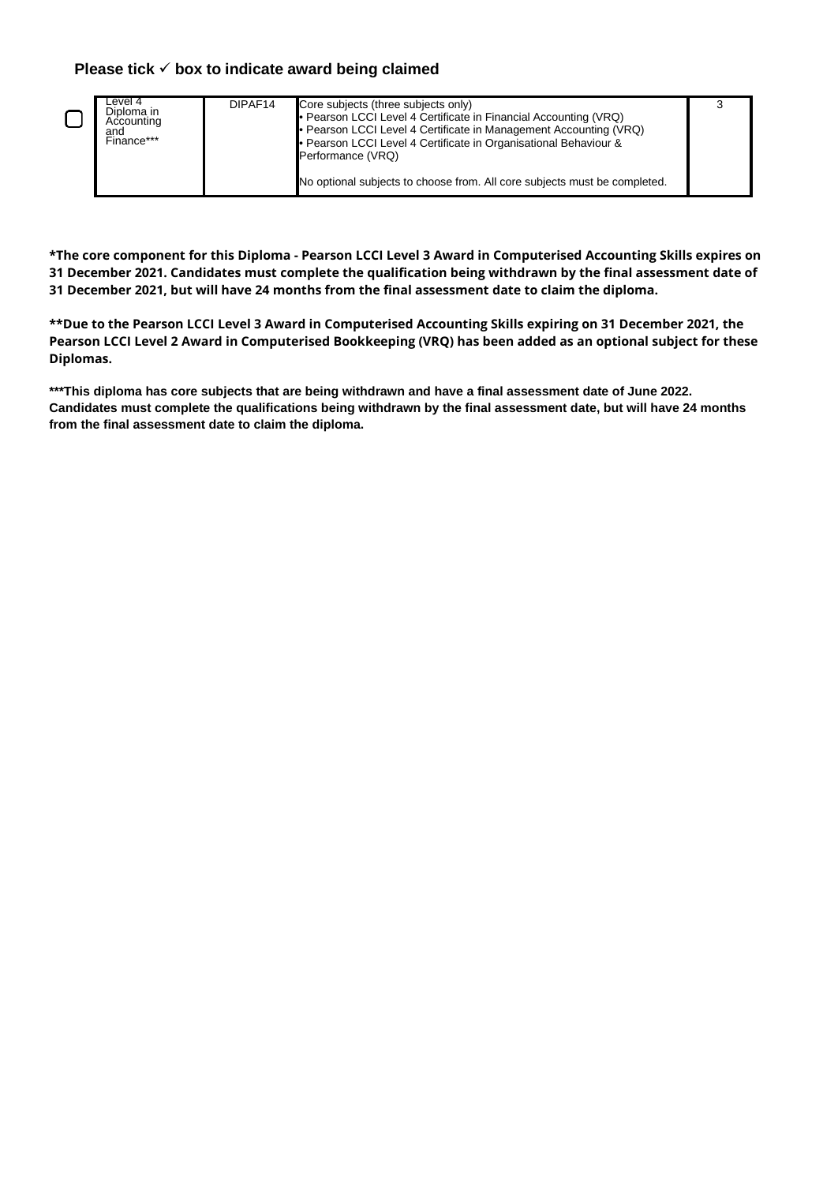**Please tick ✓ box to indicate award being claimed**

| | | | | |
|---|---|---|---|---|
| ☐ | Level 4 Diploma in Accounting and Finance*** | DIPAF14 | Core subjects (three subjects only)<br>• Pearson LCCI Level 4 Certificate in Financial Accounting (VRQ)<br>• Pearson LCCI Level 4 Certificate in Management Accounting (VRQ)<br>• Pearson LCCI Level 4 Certificate in Organisational Behaviour & Performance (VRQ)<br><br>No optional subjects to choose from. All core subjects must be completed. | 3 |

**\*The core component for this Diploma - Pearson LCCI Level 3 Award in Computerised Accounting Skills expires on 31 December 2021. Candidates must complete the qualification being withdrawn by the final assessment date of 31 December 2021, but will have 24 months from the final assessment date to claim the diploma.**

**\*\*Due to the Pearson LCCI Level 3 Award in Computerised Accounting Skills expiring on 31 December 2021, the Pearson LCCI Level 2 Award in Computerised Bookkeeping (VRQ) has been added as an optional subject for these Diplomas.**

**\*\*\*This diploma has core subjects that are being withdrawn and have a final assessment date of June 2022. Candidates must complete the qualifications being withdrawn by the final assessment date, but will have 24 months from the final assessment date to claim the diploma.**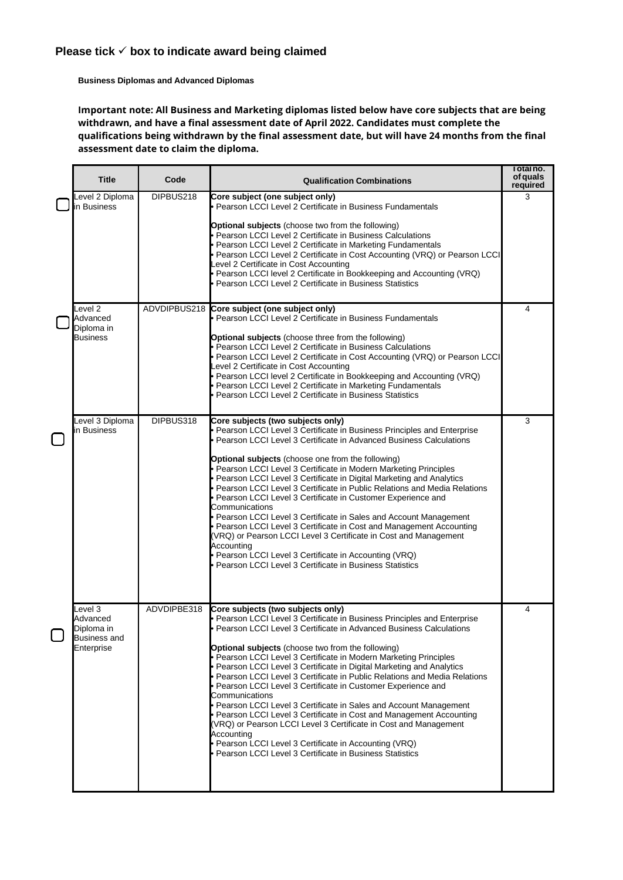### Please tick ✓ box to indicate award being claimed

**Business Diplomas and Advanced Diplomas**

**Important note: All Business and Marketing diplomas listed below have core subjects that are being withdrawn, and have a final assessment date of April 2022. Candidates must complete the qualifications being withdrawn by the final assessment date, but will have 24 months from the final assessment date to claim the diploma.**

| | Title | Code | Qualification Combinations | Total no. of quals required |
|---|---|---|---|---|
| ☐ | Level 2 Diploma in Business | DIPBUS218 | **Core subject (one subject only)**<br>• Pearson LCCI Level 2 Certificate in Business Fundamentals<br><br>**Optional subjects** (choose two from the following)<br>• Pearson LCCI Level 2 Certificate in Business Calculations<br>• Pearson LCCI Level 2 Certificate in Marketing Fundamentals<br>• Pearson LCCI Level 2 Certificate in Cost Accounting (VRQ) or Pearson LCCI Level 2 Certificate in Cost Accounting<br>• Pearson LCCI level 2 Certificate in Bookkeeping and Accounting (VRQ)<br>• Pearson LCCI Level 2 Certificate in Business Statistics | 3 |
| ☐ | Level 2 Advanced Diploma in Business | ADVDIPBUS218 | **Core subject (one subject only)**<br>• Pearson LCCI Level 2 Certificate in Business Fundamentals<br><br>**Optional subjects** (choose three from the following)<br>• Pearson LCCI Level 2 Certificate in Business Calculations<br>• Pearson LCCI Level 2 Certificate in Cost Accounting (VRQ) or Pearson LCCI Level 2 Certificate in Cost Accounting<br>• Pearson LCCI level 2 Certificate in Bookkeeping and Accounting (VRQ)<br>• Pearson LCCI Level 2 Certificate in Marketing Fundamentals<br>• Pearson LCCI Level 2 Certificate in Business Statistics | 4 |
| ☐ | Level 3 Diploma in Business | DIPBUS318 | **Core subjects (two subjects only)**<br>• Pearson LCCI Level 3 Certificate in Business Principles and Enterprise<br>• Pearson LCCI Level 3 Certificate in Advanced Business Calculations<br><br>**Optional subjects** (choose one from the following)<br>• Pearson LCCI Level 3 Certificate in Modern Marketing Principles<br>• Pearson LCCI Level 3 Certificate in Digital Marketing and Analytics<br>• Pearson LCCI Level 3 Certificate in Public Relations and Media Relations<br>• Pearson LCCI Level 3 Certificate in Customer Experience and Communications<br>• Pearson LCCI Level 3 Certificate in Sales and Account Management<br>• Pearson LCCI Level 3 Certificate in Cost and Management Accounting (VRQ) or Pearson LCCI Level 3 Certificate in Cost and Management Accounting<br>• Pearson LCCI Level 3 Certificate in Accounting (VRQ)<br>• Pearson LCCI Level 3 Certificate in Business Statistics | 3 |
| ☐ | Level 3 Advanced Diploma in Business and Enterprise | ADVDIPBE318 | **Core subjects (two subjects only)**<br>• Pearson LCCI Level 3 Certificate in Business Principles and Enterprise<br>• Pearson LCCI Level 3 Certificate in Advanced Business Calculations<br><br>**Optional subjects** (choose two from the following)<br>• Pearson LCCI Level 3 Certificate in Modern Marketing Principles<br>• Pearson LCCI Level 3 Certificate in Digital Marketing and Analytics<br>• Pearson LCCI Level 3 Certificate in Public Relations and Media Relations<br>• Pearson LCCI Level 3 Certificate in Customer Experience and Communications<br>• Pearson LCCI Level 3 Certificate in Sales and Account Management<br>• Pearson LCCI Level 3 Certificate in Cost and Management Accounting (VRQ) or Pearson LCCI Level 3 Certificate in Cost and Management Accounting<br>• Pearson LCCI Level 3 Certificate in Accounting (VRQ)<br>• Pearson LCCI Level 3 Certificate in Business Statistics | 4 |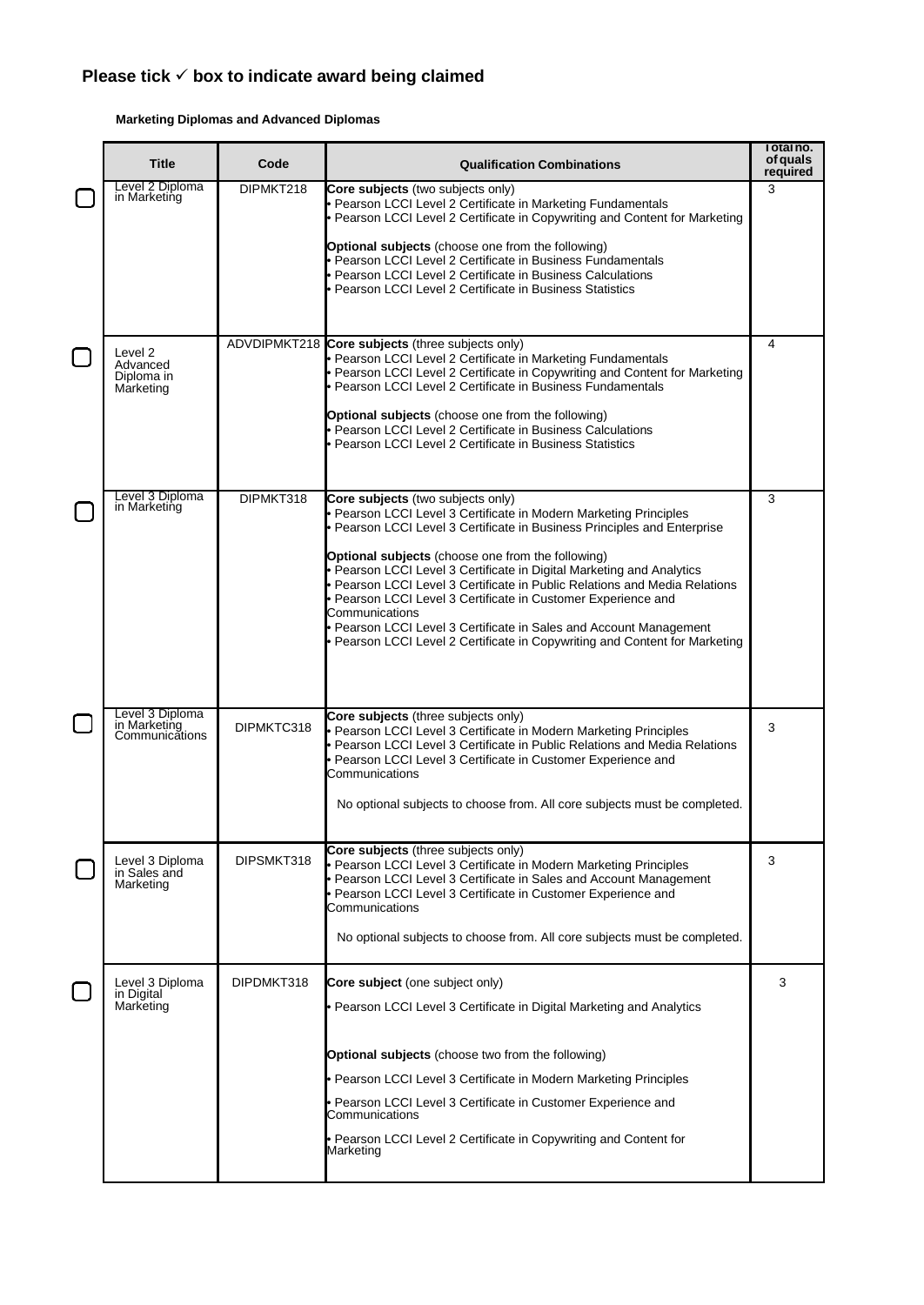**Please tick ✓ box to indicate award being claimed**

**Marketing Diplomas and Advanced Diplomas**

| | Title | Code | Qualification Combinations | Total no. of quals required |
|---|---|---|---|---|
| ☐ | Level 2 Diploma in Marketing | DIPMKT218 | **Core subjects** (two subjects only)<br>• Pearson LCCI Level 2 Certificate in Marketing Fundamentals<br>• Pearson LCCI Level 2 Certificate in Copywriting and Content for Marketing<br><br>**Optional subjects** (choose one from the following)<br>• Pearson LCCI Level 2 Certificate in Business Fundamentals<br>• Pearson LCCI Level 2 Certificate in Business Calculations<br>• Pearson LCCI Level 2 Certificate in Business Statistics | 3 |
| ☐ | Level 2 Advanced Diploma in Marketing | ADVDIPMKT218 | **Core subjects** (three subjects only)<br>• Pearson LCCI Level 2 Certificate in Marketing Fundamentals<br>• Pearson LCCI Level 2 Certificate in Copywriting and Content for Marketing<br>• Pearson LCCI Level 2 Certificate in Business Fundamentals<br><br>**Optional subjects** (choose one from the following)<br>• Pearson LCCI Level 2 Certificate in Business Calculations<br>• Pearson LCCI Level 2 Certificate in Business Statistics | 4 |
| ☐ | Level 3 Diploma in Marketing | DIPMKT318 | **Core subjects** (two subjects only)<br>• Pearson LCCI Level 3 Certificate in Modern Marketing Principles<br>• Pearson LCCI Level 3 Certificate in Business Principles and Enterprise<br><br>**Optional subjects** (choose one from the following)<br>• Pearson LCCI Level 3 Certificate in Digital Marketing and Analytics<br>• Pearson LCCI Level 3 Certificate in Public Relations and Media Relations<br>• Pearson LCCI Level 3 Certificate in Customer Experience and Communications<br>• Pearson LCCI Level 3 Certificate in Sales and Account Management<br>• Pearson LCCI Level 2 Certificate in Copywriting and Content for Marketing | 3 |
| ☐ | Level 3 Diploma in Marketing Communications | DIPMKTC318 | **Core subjects** (three subjects only)<br>• Pearson LCCI Level 3 Certificate in Modern Marketing Principles<br>• Pearson LCCI Level 3 Certificate in Public Relations and Media Relations<br>• Pearson LCCI Level 3 Certificate in Customer Experience and Communications<br><br>No optional subjects to choose from. All core subjects must be completed. | 3 |
| ☐ | Level 3 Diploma in Sales and Marketing | DIPSMKT318 | **Core subjects** (three subjects only)<br>• Pearson LCCI Level 3 Certificate in Modern Marketing Principles<br>• Pearson LCCI Level 3 Certificate in Sales and Account Management<br>• Pearson LCCI Level 3 Certificate in Customer Experience and Communications<br><br>No optional subjects to choose from. All core subjects must be completed. | 3 |
| ☐ | Level 3 Diploma in Digital Marketing | DIPDMKT318 | **Core subject** (one subject only)<br>• Pearson LCCI Level 3 Certificate in Digital Marketing and Analytics<br><br>**Optional subjects** (choose two from the following)<br>• Pearson LCCI Level 3 Certificate in Modern Marketing Principles<br>• Pearson LCCI Level 3 Certificate in Customer Experience and Communications<br>• Pearson LCCI Level 2 Certificate in Copywriting and Content for Marketing | 3 |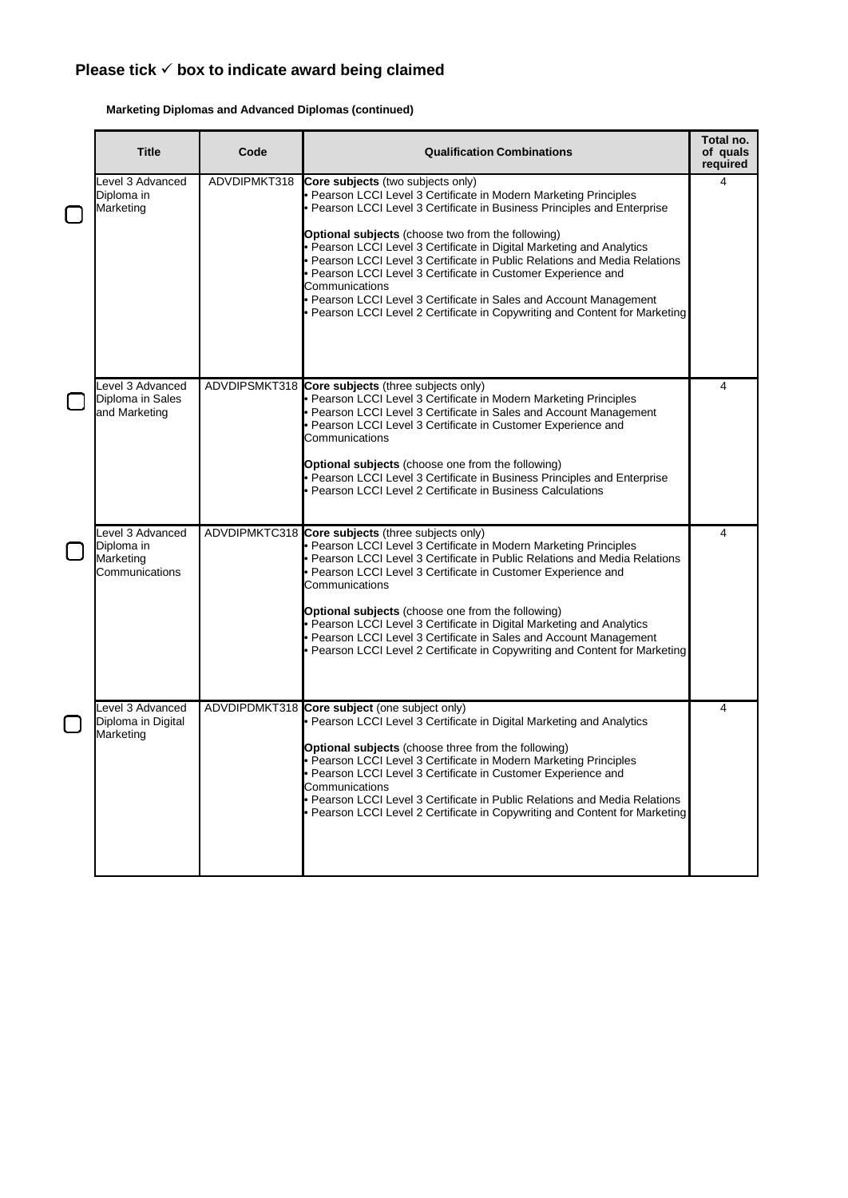## Please tick ✓ box to indicate award being claimed

**Marketing Diplomas and Advanced Diplomas (continued)**

| | Title | Code | Qualification Combinations | Total no. of quals required |
|---|---|---|---|---|
| ☐ | Level 3 Advanced Diploma in Marketing | ADVDIPMKT318 | **Core subjects** (two subjects only)<br>• Pearson LCCI Level 3 Certificate in Modern Marketing Principles<br>• Pearson LCCI Level 3 Certificate in Business Principles and Enterprise<br><br>**Optional subjects** (choose two from the following)<br>• Pearson LCCI Level 3 Certificate in Digital Marketing and Analytics<br>• Pearson LCCI Level 3 Certificate in Public Relations and Media Relations<br>• Pearson LCCI Level 3 Certificate in Customer Experience and Communications<br>• Pearson LCCI Level 3 Certificate in Sales and Account Management<br>• Pearson LCCI Level 2 Certificate in Copywriting and Content for Marketing | 4 |
| ☐ | Level 3 Advanced Diploma in Sales and Marketing | ADVDIPSMKT318 | **Core subjects** (three subjects only)<br>• Pearson LCCI Level 3 Certificate in Modern Marketing Principles<br>• Pearson LCCI Level 3 Certificate in Sales and Account Management<br>• Pearson LCCI Level 3 Certificate in Customer Experience and Communications<br><br>**Optional subjects** (choose one from the following)<br>• Pearson LCCI Level 3 Certificate in Business Principles and Enterprise<br>• Pearson LCCI Level 2 Certificate in Business Calculations | 4 |
| ☐ | Level 3 Advanced Diploma in Marketing Communications | ADVDIPMKTC318 | **Core subjects** (three subjects only)<br>• Pearson LCCI Level 3 Certificate in Modern Marketing Principles<br>• Pearson LCCI Level 3 Certificate in Public Relations and Media Relations<br>• Pearson LCCI Level 3 Certificate in Customer Experience and Communications<br><br>**Optional subjects** (choose one from the following)<br>• Pearson LCCI Level 3 Certificate in Digital Marketing and Analytics<br>• Pearson LCCI Level 3 Certificate in Sales and Account Management<br>• Pearson LCCI Level 2 Certificate in Copywriting and Content for Marketing | 4 |
| ☐ | Level 3 Advanced Diploma in Digital Marketing | ADVDIPDMKT318 | **Core subject** (one subject only)<br>• Pearson LCCI Level 3 Certificate in Digital Marketing and Analytics<br><br>**Optional subjects** (choose three from the following)<br>• Pearson LCCI Level 3 Certificate in Modern Marketing Principles<br>• Pearson LCCI Level 3 Certificate in Customer Experience and Communications<br>• Pearson LCCI Level 3 Certificate in Public Relations and Media Relations<br>• Pearson LCCI Level 2 Certificate in Copywriting and Content for Marketing | 4 |